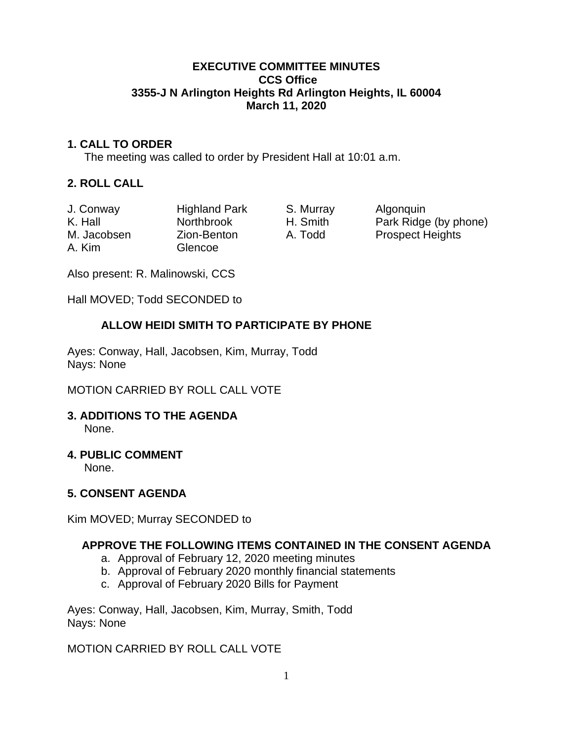# EXECUTIVE COMMITTEE MINUTES
## CCS Office
## 3355-J N Arlington Heights Rd Arlington Heights, IL 60004
## March 11, 2020

### 1. CALL TO ORDER

The meeting was called to order by President Hall at 10:01 a.m.

### 2. ROLL CALL

| | | | |
|---|---|---|---|
| J. Conway | Highland Park | S. Murray | Algonquin |
| K. Hall | Northbrook | H. Smith | Park Ridge (by phone) |
| M. Jacobsen | Zion-Benton | A. Todd | Prospect Heights |
| A. Kim | Glencoe | | |

Also present: R. Malinowski, CCS

Hall MOVED; Todd SECONDED to

**ALLOW HEIDI SMITH TO PARTICIPATE BY PHONE**

Ayes: Conway, Hall, Jacobsen, Kim, Murray, Todd
Nays: None

MOTION CARRIED BY ROLL CALL VOTE

### 3. ADDITIONS TO THE AGENDA

None.

### 4. PUBLIC COMMENT

None.

### 5. CONSENT AGENDA

Kim MOVED; Murray SECONDED to

**APPROVE THE FOLLOWING ITEMS CONTAINED IN THE CONSENT AGENDA**

a. Approval of February 12, 2020 meeting minutes
b. Approval of February 2020 monthly financial statements
c. Approval of February 2020 Bills for Payment

Ayes: Conway, Hall, Jacobsen, Kim, Murray, Smith, Todd
Nays: None

MOTION CARRIED BY ROLL CALL VOTE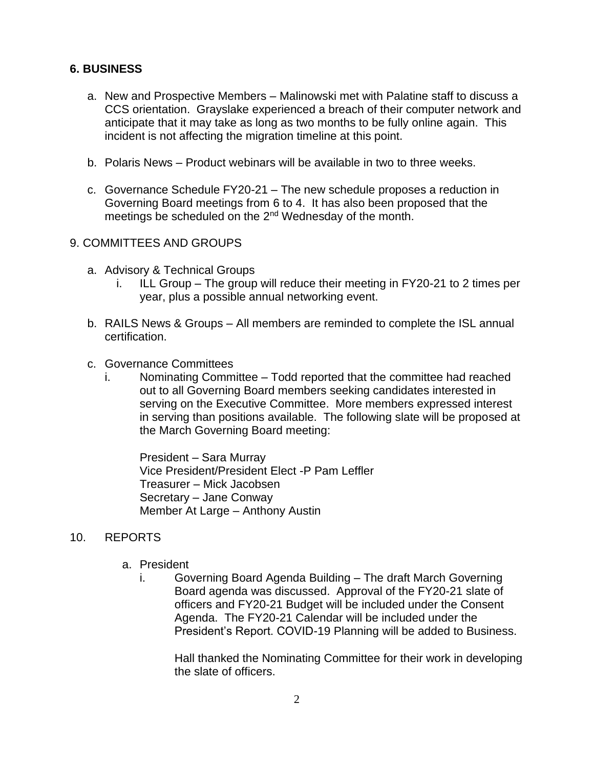**6. BUSINESS**

a. New and Prospective Members – Malinowski met with Palatine staff to discuss a CCS orientation. Grayslake experienced a breach of their computer network and anticipate that it may take as long as two months to be fully online again. This incident is not affecting the migration timeline at this point.

b. Polaris News – Product webinars will be available in two to three weeks.

c. Governance Schedule FY20-21 – The new schedule proposes a reduction in Governing Board meetings from 6 to 4. It has also been proposed that the meetings be scheduled on the 2nd Wednesday of the month.

9. COMMITTEES AND GROUPS

a. Advisory & Technical Groups
   i. ILL Group – The group will reduce their meeting in FY20-21 to 2 times per year, plus a possible annual networking event.

b. RAILS News & Groups – All members are reminded to complete the ISL annual certification.

c. Governance Committees
   i. Nominating Committee – Todd reported that the committee had reached out to all Governing Board members seeking candidates interested in serving on the Executive Committee. More members expressed interest in serving than positions available. The following slate will be proposed at the March Governing Board meeting:

      President – Sara Murray
      Vice President/President Elect -P Pam Leffler
      Treasurer – Mick Jacobsen
      Secretary – Jane Conway
      Member At Large – Anthony Austin

10. REPORTS

a. President
   i. Governing Board Agenda Building – The draft March Governing Board agenda was discussed. Approval of the FY20-21 slate of officers and FY20-21 Budget will be included under the Consent Agenda. The FY20-21 Calendar will be included under the President's Report. COVID-19 Planning will be added to Business.

      Hall thanked the Nominating Committee for their work in developing the slate of officers.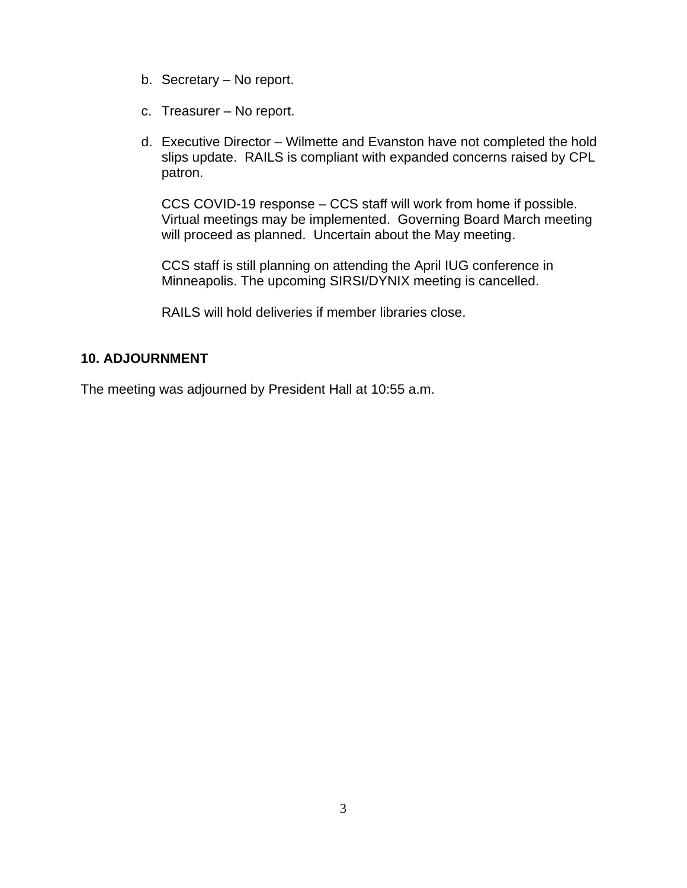b. Secretary – No report.

c. Treasurer – No report.

d. Executive Director – Wilmette and Evanston have not completed the hold slips update. RAILS is compliant with expanded concerns raised by CPL patron.

   CCS COVID-19 response – CCS staff will work from home if possible. Virtual meetings may be implemented. Governing Board March meeting will proceed as planned. Uncertain about the May meeting.

   CCS staff is still planning on attending the April IUG conference in Minneapolis. The upcoming SIRSI/DYNIX meeting is cancelled.

   RAILS will hold deliveries if member libraries close.

## 10. ADJOURNMENT

The meeting was adjourned by President Hall at 10:55 a.m.